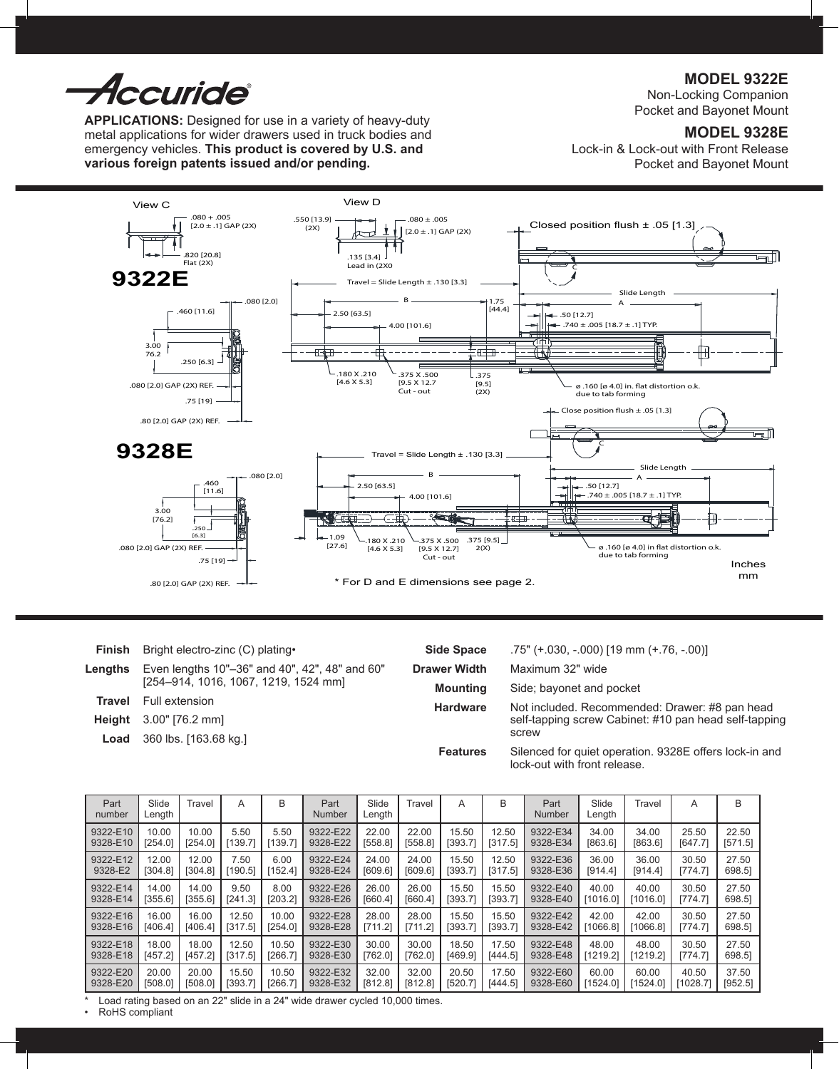# Accuride

**APPLICATIONS:** Designed for use in a variety of heavy-duty metal applications for wider drawers used in truck bodies and emergency vehicles. **This product is covered by U.S. and various foreign patents issued and/or pending.**

## MODEL 9322E

Non-Locking Companion
Pocket and Bayonet Mount

## MODEL 9328E

Lock-in & Lock-out with Front Release
Pocket and Bayonet Mount

### 9322E

View C: .080 + .005 [2.0 ± .1] GAP (2X); .820 [20.8] Flat (2X)

View D: .550 [13.9] (2X); .080 ± .005 [2.0 ± .1] GAP (2X); .135 [3.4] Lead in (2X0

Closed position flush ± .05 [1.3]

Travel = Slide Length ± .130 [3.3]

B; 2.50 [63.5]; 4.00 [101.6]; 1.75 [44.4]; Slide Length; A; .50 [12.7]; .740 ± .005 [18.7 ± .1] TYP.

.460 [11.6]; .080 [2.0]; 3.00 76.2; .250 [6.3]; .080 [2.0] GAP (2X) REF.; .75 [19]; .80 [2.0] GAP (2X) REF.

.180 X .210 [4.6 X 5.3]; .375 X .500 [9.5 X 12.7 Cut - out; .375 [9.5] (2X); ø .160 [ø 4.0] in. flat distortion o.k. due to tab forming

### 9328E

Close position flush ± .05 [1.3]

Travel = Slide Length ± .130 [3.3]

B; 2.50 [63.5]; 4.00 [101.6]; Slide Length; A; .50 [12.7]; .740 ± .005 [18.7 ± .1] TYP.

.460 [11.6]; .080 [2.0]; 3.00 [76.2]; .250 [6.3]; .080 [2.0] GAP (2X) REF.; .75 [19]; .80 [2.0] GAP (2X) REF.

1.09 [27.6]; .180 X .210 [4.6 X 5.3]; .375 X .500 [9.5 X 12.7] Cut - out; .375 [9.5] 2(X); ø .160 [ø 4.0] in flat distortion o.k. due to tab forming

Inches
mm

* For D and E dimensions see page 2.

**Finish** Bright electro-zinc (C) plating•

**Lengths** Even lengths 10"–36" and 40", 42", 48" and 60" [254–914, 1016, 1067, 1219, 1524 mm]

**Travel** Full extension

**Height** 3.00" [76.2 mm]

**Load** 360 lbs. [163.68 kg.]

**Side Space** .75" (+.030, -.000) [19 mm (+.76, -.00)]

**Drawer Width** Maximum 32" wide

**Mounting** Side; bayonet and pocket

**Hardware** Not included. Recommended: Drawer: #8 pan head self-tapping screw Cabinet: #10 pan head self-tapping screw

**Features** Silenced for quiet operation. 9328E offers lock-in and lock-out with front release.

| Part number | Slide Length | Travel | A | B | Part Number | Slide Length | Travel | A | B | Part Number | Slide Length | Travel | A | B |
|---|---|---|---|---|---|---|---|---|---|---|---|---|---|---|
| 9322-E10 9328-E10 | 10.00 [254.0] | 10.00 [254.0] | 5.50 [139.7] | 5.50 [139.7] | 9322-E22 9328-E22 | 22.00 [558.8] | 22.00 [558.8] | 15.50 [393.7] | 12.50 [317.5] | 9322-E34 9328-E34 | 34.00 [863.6] | 34.00 [863.6] | 25.50 [647.7] | 22.50 [571.5] |
| 9322-E12 9328-E2 | 12.00 [304.8] | 12.00 [304.8] | 7.50 [190.5] | 6.00 [152.4] | 9322-E24 9328-E24 | 24.00 [609.6] | 24.00 [609.6] | 15.50 [393.7] | 12.50 [317.5] | 9322-E36 9328-E36 | 36.00 [914.4] | 36.00 [914.4] | 30.50 [774.7] | 27.50 698.5] |
| 9322-E14 9328-E14 | 14.00 [355.6] | 14.00 [355.6] | 9.50 [241.3] | 8.00 [203.2] | 9322-E26 9328-E26 | 26.00 [660.4] | 26.00 [660.4] | 15.50 [393.7] | 15.50 [393.7] | 9322-E40 9328-E40 | 40.00 [1016.0] | 40.00 [1016.0] | 30.50 [774.7] | 27.50 698.5] |
| 9322-E16 9328-E16 | 16.00 [406.4] | 16.00 [406.4] | 12.50 [317.5] | 10.00 [254.0] | 9322-E28 9328-E28 | 28.00 [711.2] | 28.00 [711.2] | 15.50 [393.7] | 15.50 [393.7] | 9322-E42 9328-E42 | 42.00 [1066.8] | 42.00 [1066.8] | 30.50 [774.7] | 27.50 698.5] |
| 9322-E18 9328-E18 | 18.00 [457.2] | 18.00 [457.2] | 12.50 [317.5] | 10.50 [266.7] | 9322-E30 9328-E30 | 30.00 [762.0] | 30.00 [762.0] | 18.50 [469.9] | 17.50 [444.5] | 9322-E48 9328-E48 | 48.00 [1219.2] | 48.00 [1219.2] | 30.50 [774.7] | 27.50 698.5] |
| 9322-E20 9328-E20 | 20.00 [508.0] | 20.00 [508.0] | 15.50 [393.7] | 10.50 [266.7] | 9322-E32 9328-E32 | 32.00 [812.8] | 32.00 [812.8] | 20.50 [520.7] | 17.50 [444.5] | 9322-E60 9328-E60 | 60.00 [1524.0] | 60.00 [1524.0] | 40.50 [1028.7] | 37.50 [952.5] |

* Load rating based on an 22" slide in a 24" wide drawer cycled 10,000 times.
• RoHS compliant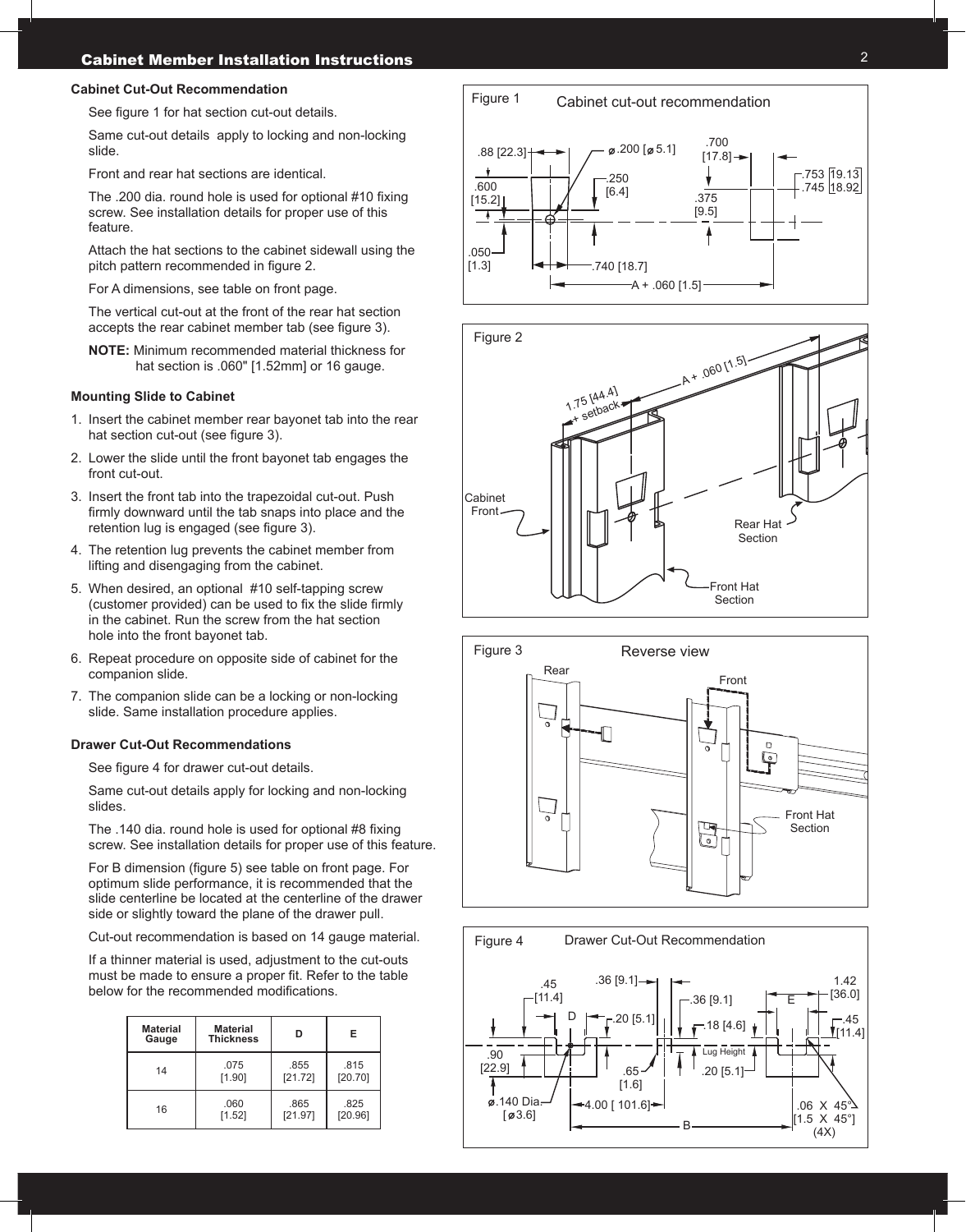# Cabinet Member Installation Instructions

## Cabinet Cut-Out Recommendation

See figure 1 for hat section cut-out details.

Same cut-out details apply to locking and non-locking slide.

Front and rear hat sections are identical.

The .200 dia. round hole is used for optional #10 fixing screw. See installation details for proper use of this feature.

Attach the hat sections to the cabinet sidewall using the pitch pattern recommended in figure 2.

For A dimensions, see table on front page.

The vertical cut-out at the front of the rear hat section accepts the rear cabinet member tab (see figure 3).

**NOTE:** Minimum recommended material thickness for hat section is .060" [1.52mm] or 16 gauge.

## Mounting Slide to Cabinet

1. Insert the cabinet member rear bayonet tab into the rear hat section cut-out (see figure 3).
2. Lower the slide until the front bayonet tab engages the front cut-out.
3. Insert the front tab into the trapezoidal cut-out. Push firmly downward until the tab snaps into place and the retention lug is engaged (see figure 3).
4. The retention lug prevents the cabinet member from lifting and disengaging from the cabinet.
5. When desired, an optional #10 self-tapping screw (customer provided) can be used to fix the slide firmly in the cabinet. Run the screw from the hat section hole into the front bayonet tab.
6. Repeat procedure on opposite side of cabinet for the companion slide.
7. The companion slide can be a locking or non-locking slide. Same installation procedure applies.

## Drawer Cut-Out Recommendations

See figure 4 for drawer cut-out details.

Same cut-out details apply for locking and non-locking slides.

The .140 dia. round hole is used for optional #8 fixing screw. See installation details for proper use of this feature.

For B dimension (figure 5) see table on front page. For optimum slide performance, it is recommended that the slide centerline be located at the centerline of the drawer side or slightly toward the plane of the drawer pull.

Cut-out recommendation is based on 14 gauge material.

If a thinner material is used, adjustment to the cut-outs must be made to ensure a proper fit. Refer to the table below for the recommended modifications.

| Material Gauge | Material Thickness | D | E |
|---|---|---|---|
| 14 | .075 [1.90] | .855 [21.72] | .815 [20.70] |
| 16 | .060 [1.52] | .865 [21.97] | .825 [20.96] |

Figure 1 Cabinet cut-out recommendation

Figure 2

Figure 3 Reverse view

Figure 4 Drawer Cut-Out Recommendation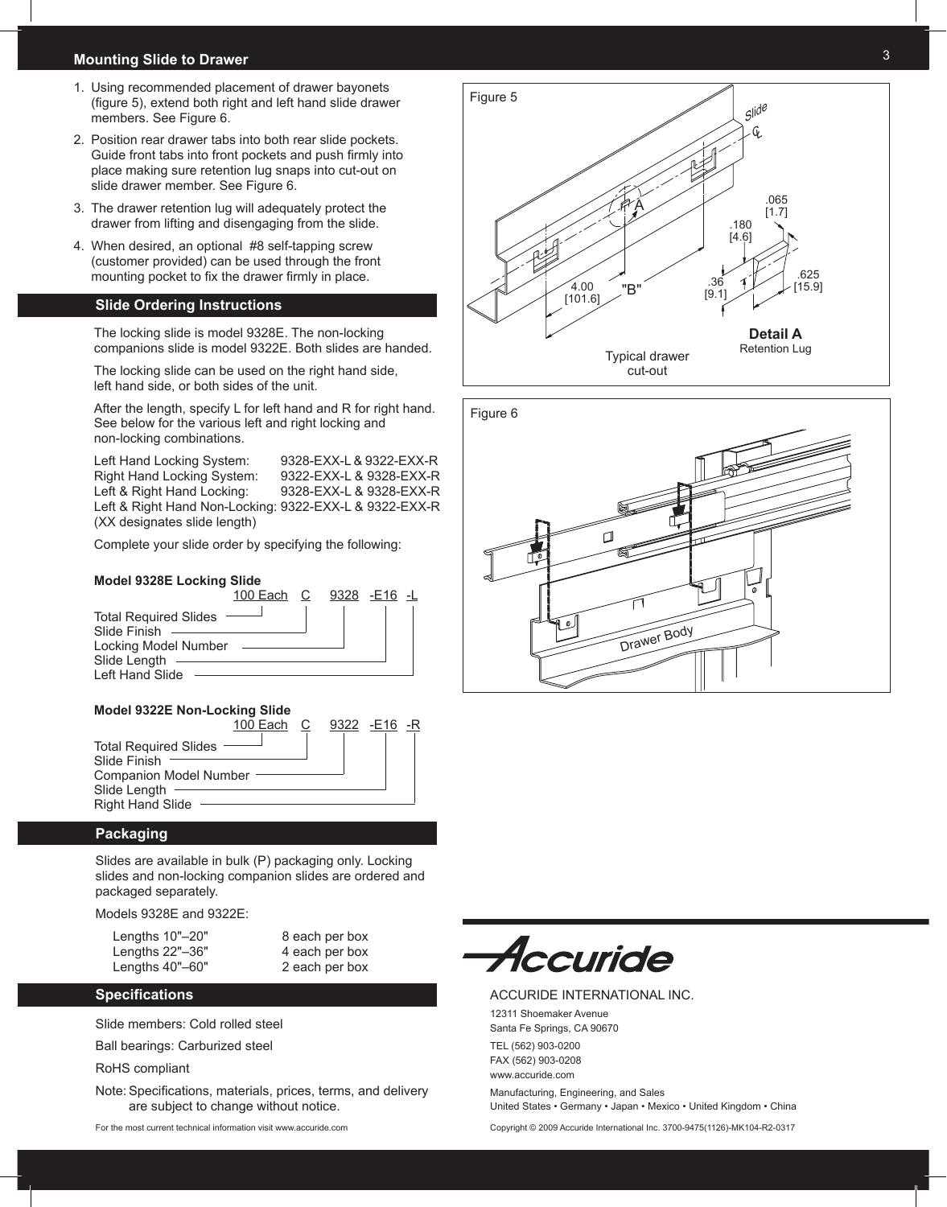## Mounting Slide to Drawer

1. Using recommended placement of drawer bayonets (figure 5), extend both right and left hand slide drawer members. See Figure 6.
2. Position rear drawer tabs into both rear slide pockets. Guide front tabs into front pockets and push firmly into place making sure retention lug snaps into cut-out on slide drawer member. See Figure 6.
3. The drawer retention lug will adequately protect the drawer from lifting and disengaging from the slide.
4. When desired, an optional #8 self-tapping screw (customer provided) can be used through the front mounting pocket to fix the drawer firmly in place.

Figure 5

Slide
℄
A
4.00
[101.6]
"B"
Typical drawer cut-out
.065
[1.7]
.180
[4.6]
.36
[9.1]
.625
[15.9]
**Detail A**
Retention Lug

Figure 6

Drawer Body

## Slide Ordering Instructions

The locking slide is model 9328E. The non-locking companions slide is model 9322E. Both slides are handed.

The locking slide can be used on the right hand side, left hand side, or both sides of the unit.

After the length, specify L for left hand and R for right hand. See below for the various left and right locking and non-locking combinations.

| | |
|---|---|
| Left Hand Locking System: | 9328-EXX-L & 9322-EXX-R |
| Right Hand Locking System: | 9322-EXX-L & 9328-EXX-R |
| Left & Right Hand Locking: | 9328-EXX-L & 9328-EXX-R |
| Left & Right Hand Non-Locking: | 9322-EXX-L & 9322-EXX-R |

(XX designates slide length)

Complete your slide order by specifying the following:

**Model 9328E Locking Slide**

100 Each C 9328 -E16 -L

- Total Required Slides
- Slide Finish
- Locking Model Number
- Slide Length
- Left Hand Slide

**Model 9322E Non-Locking Slide**

100 Each C 9322 -E16 -R

- Total Required Slides
- Slide Finish
- Companion Model Number
- Slide Length
- Right Hand Slide

## Packaging

Slides are available in bulk (P) packaging only. Locking slides and non-locking companion slides are ordered and packaged separately.

Models 9328E and 9322E:

| | |
|---|---|
| Lengths 10"–20" | 8 each per box |
| Lengths 22"–36" | 4 each per box |
| Lengths 40"–60" | 2 each per box |

## Specifications

Slide members: Cold rolled steel

Ball bearings: Carburized steel

RoHS compliant

Note: Specifications, materials, prices, terms, and delivery are subject to change without notice.

For the most current technical information visit www.accuride.com

Accuride

ACCURIDE INTERNATIONAL INC.

12311 Shoemaker Avenue
Santa Fe Springs, CA 90670

TEL (562) 903-0200
FAX (562) 903-0208
www.accuride.com

Manufacturing, Engineering, and Sales
United States • Germany • Japan • Mexico • United Kingdom • China

Copyright © 2009 Accuride International Inc. 3700-9475(1126)-MK104-R2-0317